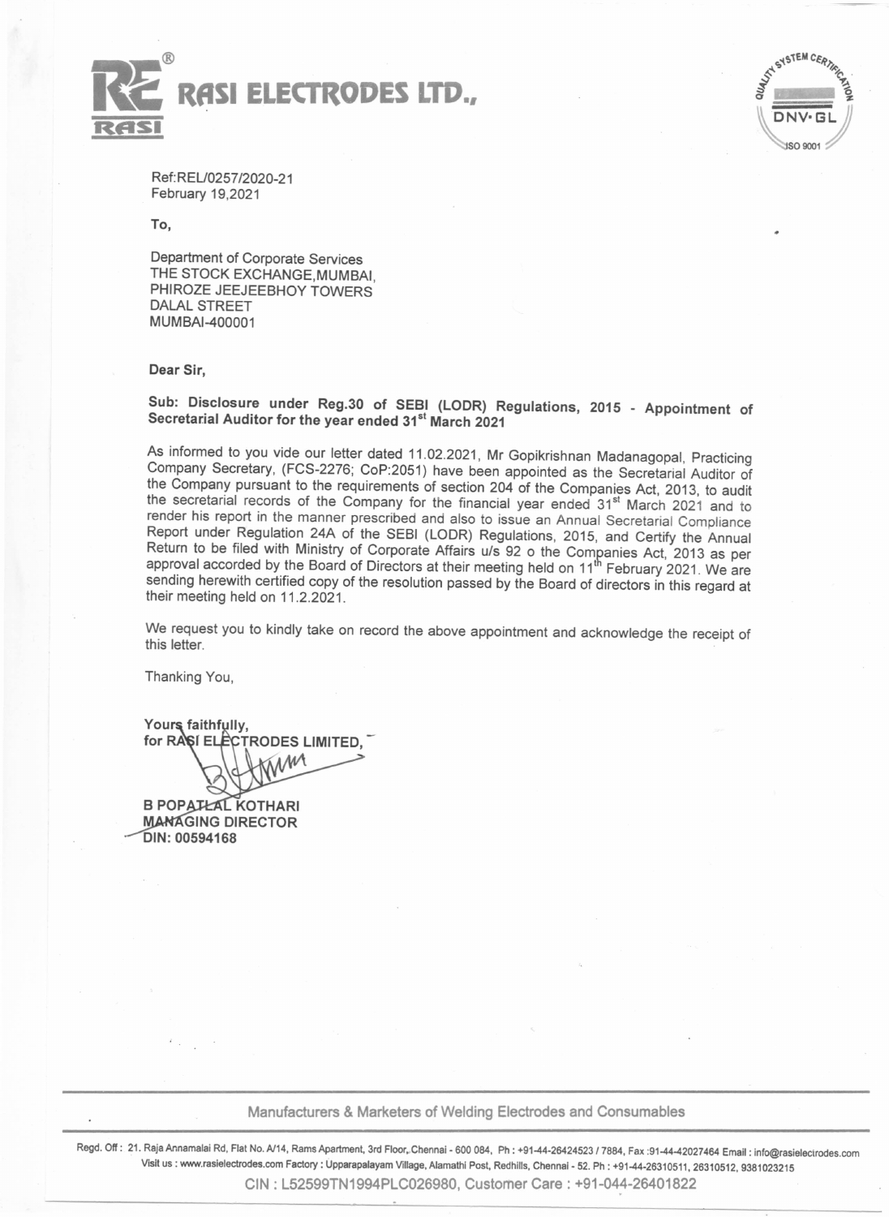# RASI ELECTRODES LTD.,

Ref:REL/0257/2020-21
February 19,2021

To,

Department of Corporate Services
THE STOCK EXCHANGE,MUMBAI,
PHIROZE JEEJEEBHOY TOWERS
DALAL STREET
MUMBAI-400001

Dear Sir,

**Sub: Disclosure under Reg.30 of SEBI (LODR) Regulations, 2015 - Appointment of Secretarial Auditor for the year ended 31st March 2021**

As informed to you vide our letter dated 11.02.2021, Mr Gopikrishnan Madanagopal, Practicing Company Secretary, (FCS-2276; CoP:2051) have been appointed as the Secretarial Auditor of the Company pursuant to the requirements of section 204 of the Companies Act, 2013, to audit the secretarial records of the Company for the financial year ended 31st March 2021 and to render his report in the manner prescribed and also to issue an Annual Secretarial Compliance Report under Regulation 24A of the SEBI (LODR) Regulations, 2015, and Certify the Annual Return to be filed with Ministry of Corporate Affairs u/s 92 o the Companies Act, 2013 as per approval accorded by the Board of Directors at their meeting held on 11th February 2021. We are sending herewith certified copy of the resolution passed by the Board of directors in this regard at their meeting held on 11.2.2021.

We request you to kindly take on record the above appointment and acknowledge the receipt of this letter.

Thanking You,

**Yours faithfully,**
**for RASI ELECTRODES LIMITED,**

**B POPATLAL KOTHARI**
**MANAGING DIRECTOR**
**DIN: 00594168**

Manufacturers & Marketers of Welding Electrodes and Consumables

Regd. Off: 21. Raja Annamalai Rd, Flat No. A/14, Rams Apartment, 3rd Floor, Chennai - 600 084, Ph : +91-44-26424523 / 7884, Fax :91-44-42027464 Email : info@rasielectrodes.com
Visit us : www.rasielectrodes.com Factory : Upparapalayam Village, Alamathi Post, Redhills, Chennai - 52. Ph : +91-44-26310511, 26310512, 9381023215

CIN : L52599TN1994PLC026980, Customer Care : +91-044-26401822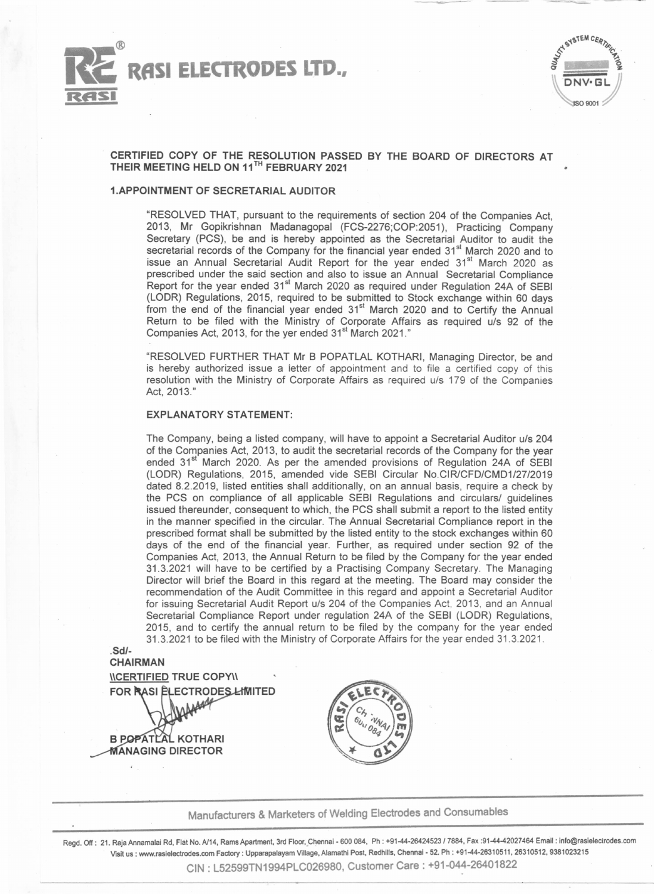# RASI ELECTRODES LTD.

**CERTIFIED COPY OF THE RESOLUTION PASSED BY THE BOARD OF DIRECTORS AT THEIR MEETING HELD ON 11TH FEBRUARY 2021**

**1.APPOINTMENT OF SECRETARIAL AUDITOR**

"RESOLVED THAT, pursuant to the requirements of section 204 of the Companies Act, 2013, Mr Gopikrishnan Madanagopal (FCS-2276;COP:2051), Practicing Company Secretary (PCS), be and is hereby appointed as the Secretarial Auditor to audit the secretarial records of the Company for the financial year ended 31st March 2020 and to issue an Annual Secretarial Audit Report for the year ended 31st March 2020 as prescribed under the said section and also to issue an Annual Secretarial Compliance Report for the year ended 31st March 2020 as required under Regulation 24A of SEBI (LODR) Regulations, 2015, required to be submitted to Stock exchange within 60 days from the end of the financial year ended 31st March 2020 and to Certify the Annual Return to be filed with the Ministry of Corporate Affairs as required u/s 92 of the Companies Act, 2013, for the yer ended 31st March 2021."

"RESOLVED FURTHER THAT Mr B POPATLAL KOTHARI, Managing Director, be and is hereby authorized issue a letter of appointment and to file a certified copy of this resolution with the Ministry of Corporate Affairs as required u/s 179 of the Companies Act, 2013."

**EXPLANATORY STATEMENT:**

The Company, being a listed company, will have to appoint a Secretarial Auditor u/s 204 of the Companies Act, 2013, to audit the secretarial records of the Company for the year ended 31st March 2020. As per the amended provisions of Regulation 24A of SEBI (LODR) Regulations, 2015, amended vide SEBI Circular No.CIR/CFD/CMD1/27/2019 dated 8.2.2019, listed entities shall additionally, on an annual basis, require a check by the PCS on compliance of all applicable SEBI Regulations and circulars/ guidelines issued thereunder, consequent to which, the PCS shall submit a report to the listed entity in the manner specified in the circular. The Annual Secretarial Compliance report in the prescribed format shall be submitted by the listed entity to the stock exchanges within 60 days of the end of the financial year. Further, as required under section 92 of the Companies Act, 2013, the Annual Return to be filed by the Company for the year ended 31.3.2021 will have to be certified by a Practising Company Secretary. The Managing Director will brief the Board in this regard at the meeting. The Board may consider the recommendation of the Audit Committee in this regard and appoint a Secretarial Auditor for issuing Secretarial Audit Report u/s 204 of the Companies Act, 2013, and an Annual Secretarial Compliance Report under regulation 24A of the SEBI (LODR) Regulations, 2015, and to certify the annual return to be filed by the company for the year ended 31.3.2021 to be filed with the Ministry of Corporate Affairs for the year ended 31.3.2021.

.Sd/-
**CHAIRMAN**

**\\CERTIFIED TRUE COPY\\**

**FOR RASI ELECTRODES LIMITED**

**B POPATLAL KOTHARI**
**MANAGING DIRECTOR**

Manufacturers & Marketers of Welding Electrodes and Consumables

Regd. Off: 21. Raja Annamalai Rd, Flat No. A/14, Rams Apartment, 3rd Floor, Chennai - 600 084, Ph: +91-44-26424523 / 7884, Fax :91-44-42027464 Email : info@rasielectrodes.com
Visit us : www.rasielectrodes.com Factory : Upparapalayam Village, Alamathi Post, Redhills, Chennai - 52. Ph : +91-44-26310511, 26310512, 9381023215

CIN : L52599TN1994PLC026980, Customer Care : +91-044-26401822